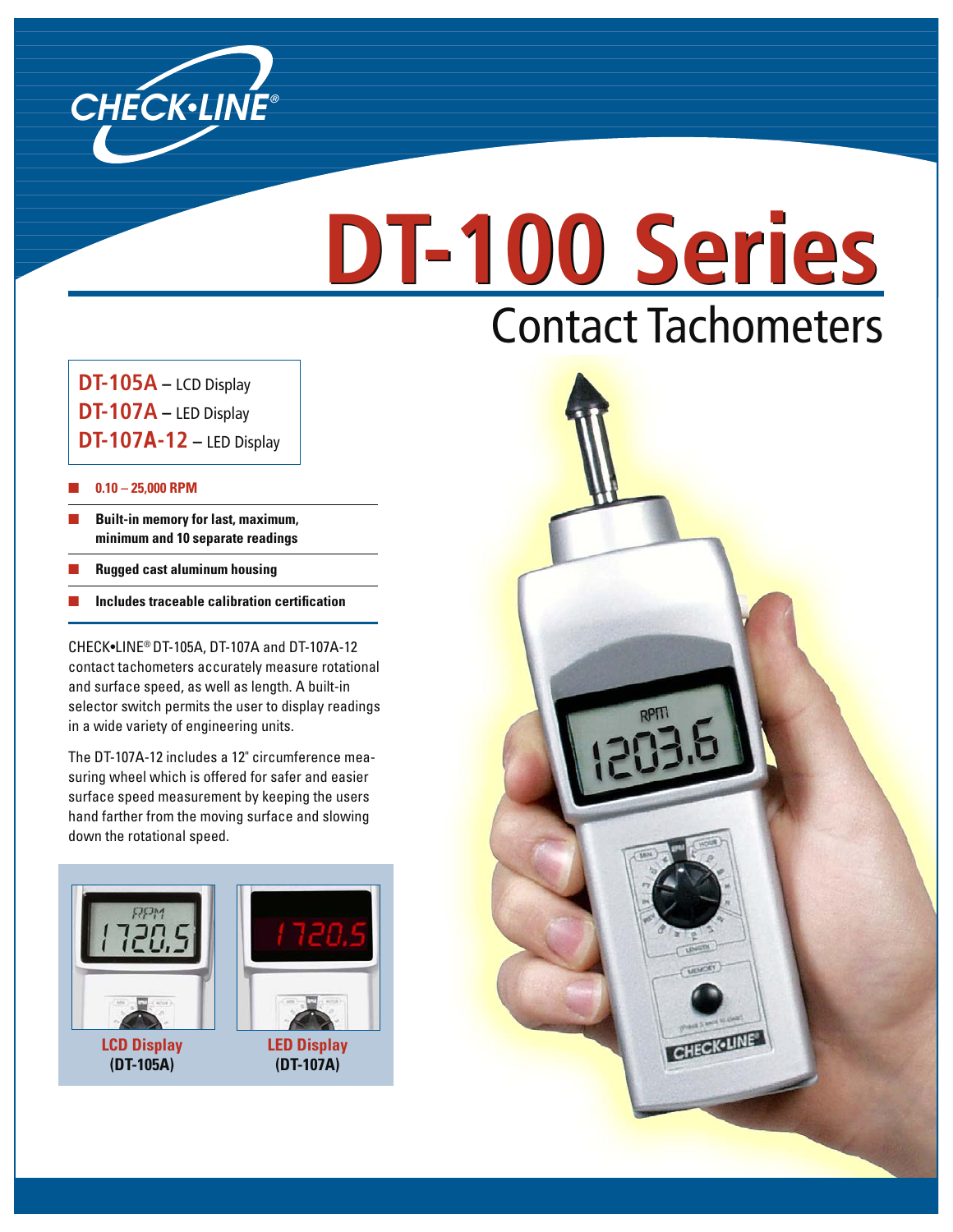# DT-100 Series

## Contact Tachometers

**DT-105A** – LCD Display
**DT-107A** – LED Display
**DT-107A-12** – LED Display

- **0.10 – 25,000 RPM**
- **Built-in memory for last, maximum, minimum and 10 separate readings**
- **Rugged cast aluminum housing**
- **Includes traceable calibration certification**

CHECK•LINE® DT-105A, DT-107A and DT-107A-12 contact tachometers accurately measure rotational and surface speed, as well as length. A built-in selector switch permits the user to display readings in a wide variety of engineering units.

The DT-107A-12 includes a 12" circumference measuring wheel which is offered for safer and easier surface speed measurement by keeping the users hand farther from the moving surface and slowing down the rotational speed.

**LCD Display (DT-105A)**

**LED Display (DT-107A)**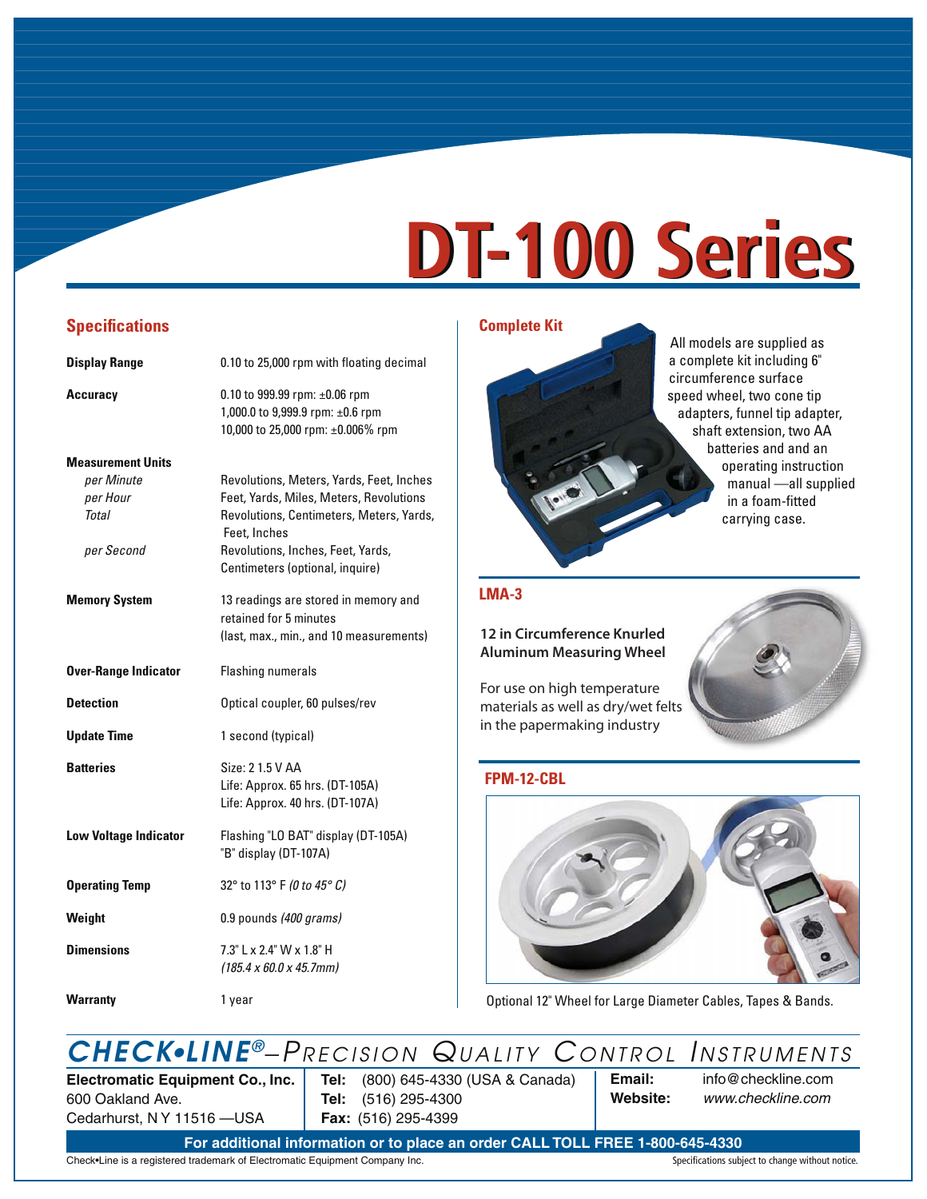# DT-100 Series

## Specifications

| | |
|---|---|
| **Display Range** | 0.10 to 25,000 rpm with floating decimal |
| **Accuracy** | 0.10 to 999.99 rpm: ±0.06 rpm<br>1,000.0 to 9,999.9 rpm: ±0.6 rpm<br>10,000 to 25,000 rpm: ±0.006% rpm |
| **Measurement Units** | |
| *per Minute* | Revolutions, Meters, Yards, Feet, Inches |
| *per Hour* | Feet, Yards, Miles, Meters, Revolutions |
| *Total* | Revolutions, Centimeters, Meters, Yards, Feet, Inches |
| *per Second* | Revolutions, Inches, Feet, Yards, Centimeters (optional, inquire) |
| **Memory System** | 13 readings are stored in memory and retained for 5 minutes (last, max., min., and 10 measurements) |
| **Over-Range Indicator** | Flashing numerals |
| **Detection** | Optical coupler, 60 pulses/rev |
| **Update Time** | 1 second (typical) |
| **Batteries** | Size: 2 1.5 V AA<br>Life: Approx. 65 hrs. (DT-105A)<br>Life: Approx. 40 hrs. (DT-107A) |
| **Low Voltage Indicator** | Flashing "LO BAT" display (DT-105A)<br>"B" display (DT-107A) |
| **Operating Temp** | 32° to 113° F *(0 to 45° C)* |
| **Weight** | 0.9 pounds *(400 grams)* |
| **Dimensions** | 7.3" L x 2.4" W x 1.8" H<br>*(185.4 x 60.0 x 45.7mm)* |
| **Warranty** | 1 year |

## Complete Kit

All models are supplied as a complete kit including 6" circumference surface speed wheel, two cone tip adapters, funnel tip adapter, shaft extension, two AA batteries and and an operating instruction manual —all supplied in a foam-fitted carrying case.

## LMA-3

**12 in Circumference Knurled Aluminum Measuring Wheel**

For use on high temperature materials as well as dry/wet felts in the papermaking industry

## FPM-12-CBL

Optional 12" Wheel for Large Diameter Cables, Tapes & Bands.

---

**CHECK•LINE®** – PRECISION QUALITY CONTROL INSTRUMENTS

**Electromatic Equipment Co., Inc.**
600 Oakland Ave.
Cedarhurst, N Y 11516 —USA

**Tel:** (800) 645-4330 (USA & Canada)
**Tel:** (516) 295-4300
**Fax:** (516) 295-4399

**Email:** info@checkline.com
**Website:** *www.checkline.com*

**For additional information or to place an order CALL TOLL FREE 1-800-645-4330**

Check•Line is a registered trademark of Electromatic Equipment Company Inc.

Specifications subject to change without notice.